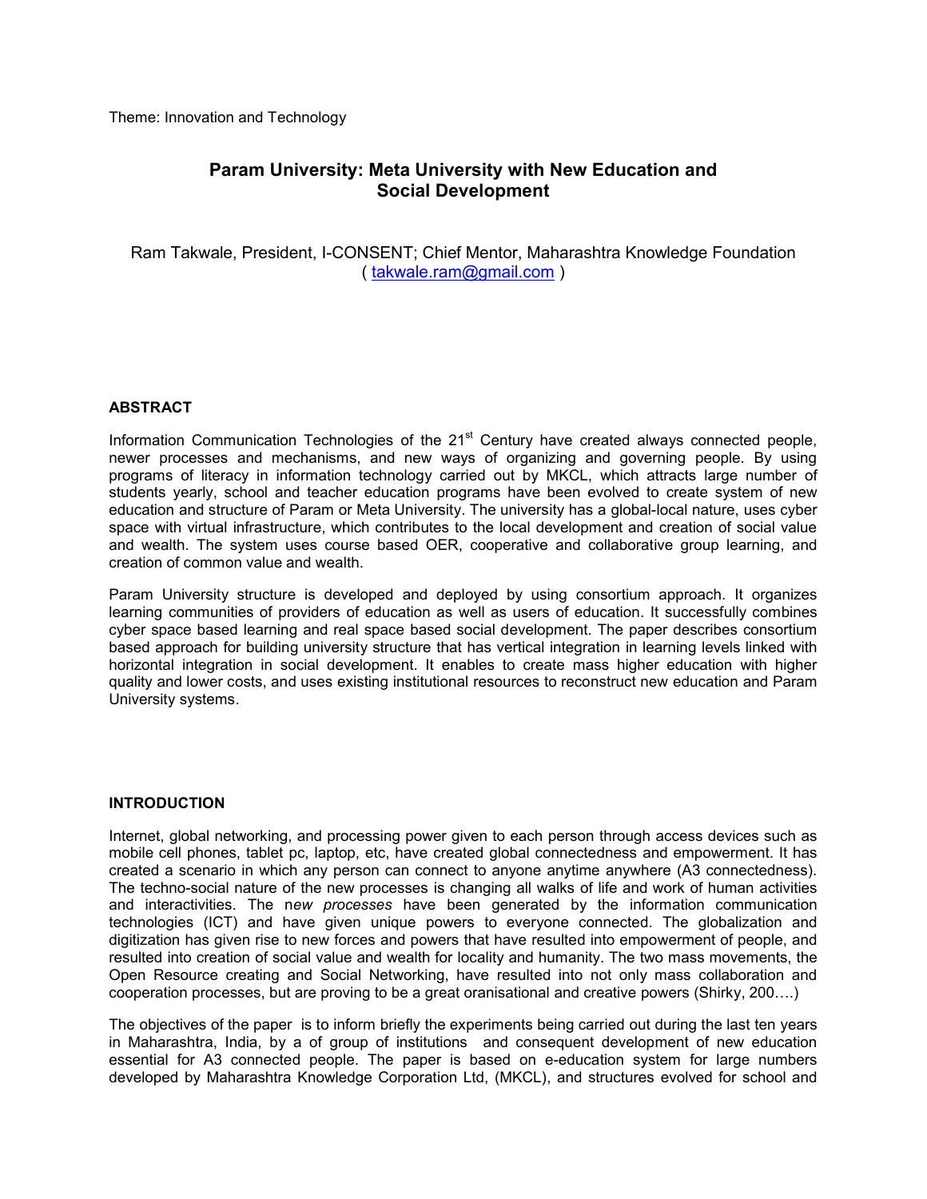Theme: Innovation and Technology

# Param University: Meta University with New Education and Social Development

Ram Takwale, President, I-CONSENT; Chief Mentor, Maharashtra Knowledge Foundation ( takwale.ram@gmail.com )

## ABSTRACT

Information Communication Technologies of the 21st Century have created always connected people, newer processes and mechanisms, and new ways of organizing and governing people. By using programs of literacy in information technology carried out by MKCL, which attracts large number of students yearly, school and teacher education programs have been evolved to create system of new education and structure of Param or Meta University. The university has a global-local nature, uses cyber space with virtual infrastructure, which contributes to the local development and creation of social value and wealth. The system uses course based OER, cooperative and collaborative group learning, and creation of common value and wealth.

Param University structure is developed and deployed by using consortium approach. It organizes learning communities of providers of education as well as users of education. It successfully combines cyber space based learning and real space based social development. The paper describes consortium based approach for building university structure that has vertical integration in learning levels linked with horizontal integration in social development. It enables to create mass higher education with higher quality and lower costs, and uses existing institutional resources to reconstruct new education and Param University systems.

## INTRODUCTION

Internet, global networking, and processing power given to each person through access devices such as mobile cell phones, tablet pc, laptop, etc, have created global connectedness and empowerment. It has created a scenario in which any person can connect to anyone anytime anywhere (A3 connectedness). The techno-social nature of the new processes is changing all walks of life and work of human activities and interactivities. The n*ew processes* have been generated by the information communication technologies (ICT) and have given unique powers to everyone connected. The globalization and digitization has given rise to new forces and powers that have resulted into empowerment of people, and resulted into creation of social value and wealth for locality and humanity. The two mass movements, the Open Resource creating and Social Networking, have resulted into not only mass collaboration and cooperation processes, but are proving to be a great oranisational and creative powers (Shirky, 200….)

The objectives of the paper is to inform briefly the experiments being carried out during the last ten years in Maharashtra, India, by a of group of institutions and consequent development of new education essential for A3 connected people. The paper is based on e-education system for large numbers developed by Maharashtra Knowledge Corporation Ltd, (MKCL), and structures evolved for school and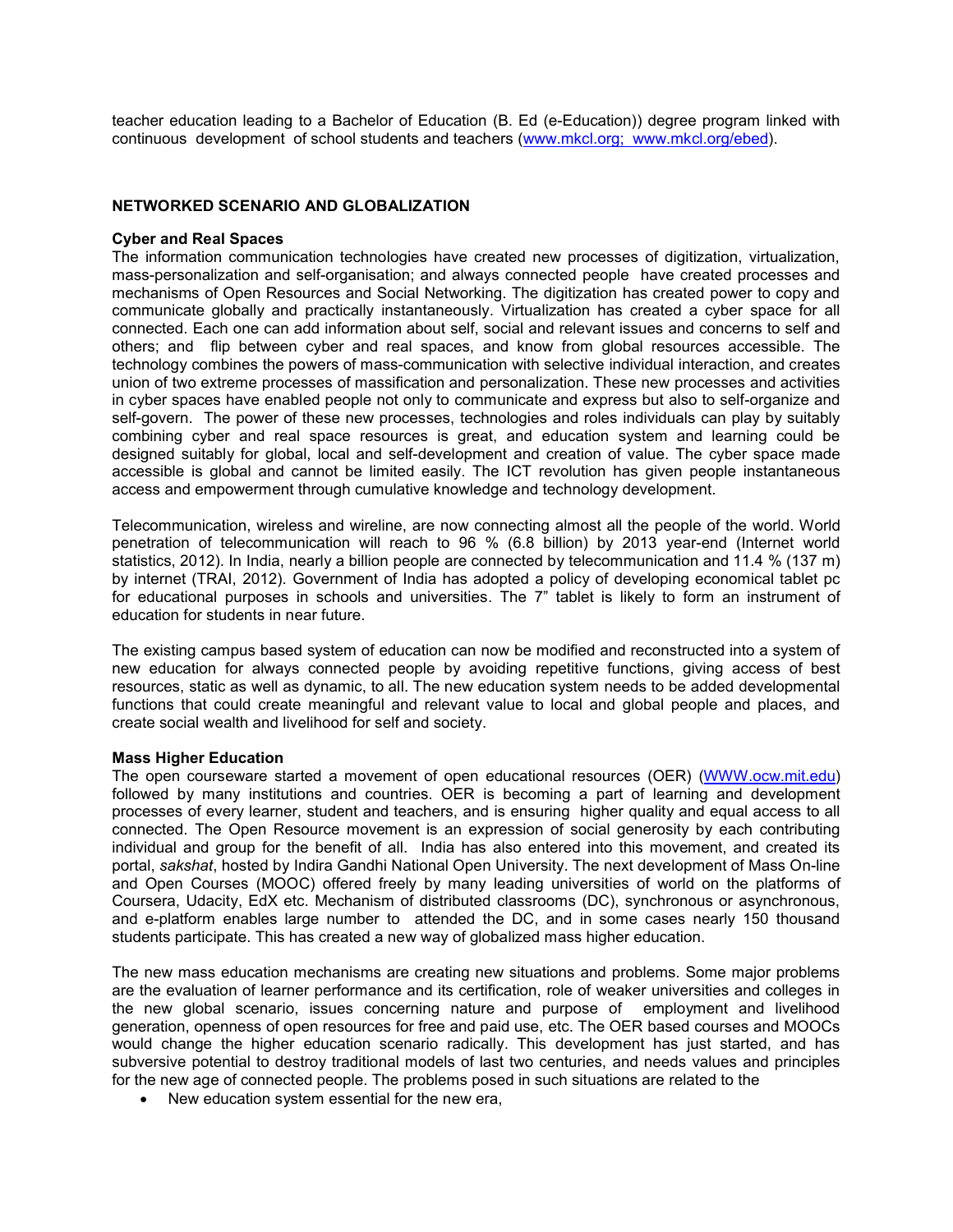teacher education leading to a Bachelor of Education (B. Ed (e-Education)) degree program linked with continuous development of school students and teachers (www.mkcl.org; www.mkcl.org/ebed).

## NETWORKED SCENARIO AND GLOBALIZATION

### Cyber and Real Spaces

The information communication technologies have created new processes of digitization, virtualization, mass-personalization and self-organisation; and always connected people have created processes and mechanisms of Open Resources and Social Networking. The digitization has created power to copy and communicate globally and practically instantaneously. Virtualization has created a cyber space for all connected. Each one can add information about self, social and relevant issues and concerns to self and others; and flip between cyber and real spaces, and know from global resources accessible. The technology combines the powers of mass-communication with selective individual interaction, and creates union of two extreme processes of massification and personalization. These new processes and activities in cyber spaces have enabled people not only to communicate and express but also to self-organize and self-govern. The power of these new processes, technologies and roles individuals can play by suitably combining cyber and real space resources is great, and education system and learning could be designed suitably for global, local and self-development and creation of value. The cyber space made accessible is global and cannot be limited easily. The ICT revolution has given people instantaneous access and empowerment through cumulative knowledge and technology development.

Telecommunication, wireless and wireline, are now connecting almost all the people of the world. World penetration of telecommunication will reach to 96 % (6.8 billion) by 2013 year-end (Internet world statistics, 2012). In India, nearly a billion people are connected by telecommunication and 11.4 % (137 m) by internet (TRAI, 2012). Government of India has adopted a policy of developing economical tablet pc for educational purposes in schools and universities. The 7" tablet is likely to form an instrument of education for students in near future.

The existing campus based system of education can now be modified and reconstructed into a system of new education for always connected people by avoiding repetitive functions, giving access of best resources, static as well as dynamic, to all. The new education system needs to be added developmental functions that could create meaningful and relevant value to local and global people and places, and create social wealth and livelihood for self and society.

### Mass Higher Education

The open courseware started a movement of open educational resources (OER) (WWW.ocw.mit.edu) followed by many institutions and countries. OER is becoming a part of learning and development processes of every learner, student and teachers, and is ensuring higher quality and equal access to all connected. The Open Resource movement is an expression of social generosity by each contributing individual and group for the benefit of all. India has also entered into this movement, and created its portal, *sakshat*, hosted by Indira Gandhi National Open University. The next development of Mass On-line and Open Courses (MOOC) offered freely by many leading universities of world on the platforms of Coursera, Udacity, EdX etc. Mechanism of distributed classrooms (DC), synchronous or asynchronous, and e-platform enables large number to attended the DC, and in some cases nearly 150 thousand students participate. This has created a new way of globalized mass higher education.

The new mass education mechanisms are creating new situations and problems. Some major problems are the evaluation of learner performance and its certification, role of weaker universities and colleges in the new global scenario, issues concerning nature and purpose of employment and livelihood generation, openness of open resources for free and paid use, etc. The OER based courses and MOOCs would change the higher education scenario radically. This development has just started, and has subversive potential to destroy traditional models of last two centuries, and needs values and principles for the new age of connected people. The problems posed in such situations are related to the

- New education system essential for the new era,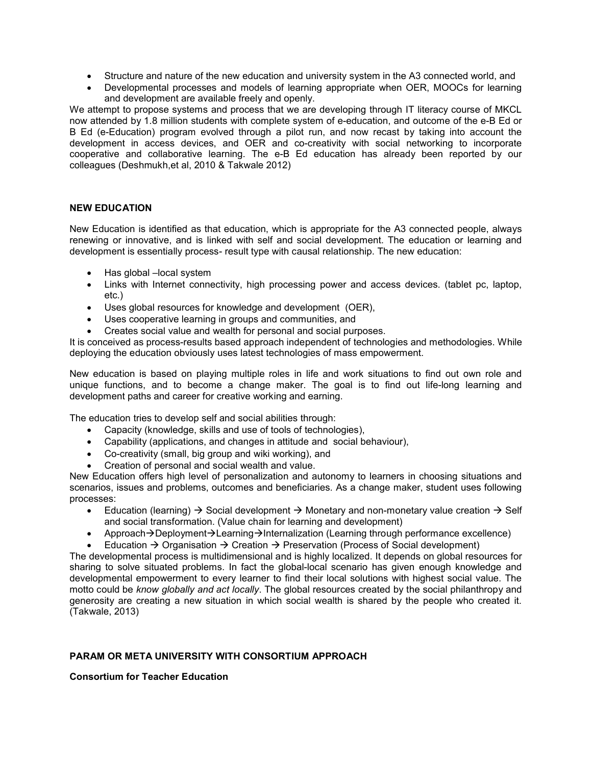- Structure and nature of the new education and university system in the A3 connected world, and
- Developmental processes and models of learning appropriate when OER, MOOCs for learning and development are available freely and openly.

We attempt to propose systems and process that we are developing through IT literacy course of MKCL now attended by 1.8 million students with complete system of e-education, and outcome of the e-B Ed or B Ed (e-Education) program evolved through a pilot run, and now recast by taking into account the development in access devices, and OER and co-creativity with social networking to incorporate cooperative and collaborative learning. The e-B Ed education has already been reported by our colleagues (Deshmukh,et al, 2010 & Takwale 2012)

## NEW EDUCATION

New Education is identified as that education, which is appropriate for the A3 connected people, always renewing or innovative, and is linked with self and social development. The education or learning and development is essentially process- result type with causal relationship. The new education:

- Has global –local system
- Links with Internet connectivity, high processing power and access devices. (tablet pc, laptop, etc.)
- Uses global resources for knowledge and development (OER),
- Uses cooperative learning in groups and communities, and
- Creates social value and wealth for personal and social purposes.

It is conceived as process-results based approach independent of technologies and methodologies. While deploying the education obviously uses latest technologies of mass empowerment.

New education is based on playing multiple roles in life and work situations to find out own role and unique functions, and to become a change maker. The goal is to find out life-long learning and development paths and career for creative working and earning.

The education tries to develop self and social abilities through:

- Capacity (knowledge, skills and use of tools of technologies),
- Capability (applications, and changes in attitude and social behaviour),
- Co-creativity (small, big group and wiki working), and
- Creation of personal and social wealth and value.

New Education offers high level of personalization and autonomy to learners in choosing situations and scenarios, issues and problems, outcomes and beneficiaries. As a change maker, student uses following processes:

- Education (learning) → Social development → Monetary and non-monetary value creation → Self and social transformation. (Value chain for learning and development)
- Approach→Deployment→Learning→Internalization (Learning through performance excellence)
- Education → Organisation → Creation → Preservation (Process of Social development)

The developmental process is multidimensional and is highly localized. It depends on global resources for sharing to solve situated problems. In fact the global-local scenario has given enough knowledge and developmental empowerment to every learner to find their local solutions with highest social value. The motto could be *know globally and act locally*. The global resources created by the social philanthropy and generosity are creating a new situation in which social wealth is shared by the people who created it. (Takwale, 2013)

## PARAM OR META UNIVERSITY WITH CONSORTIUM APPROACH

### Consortium for Teacher Education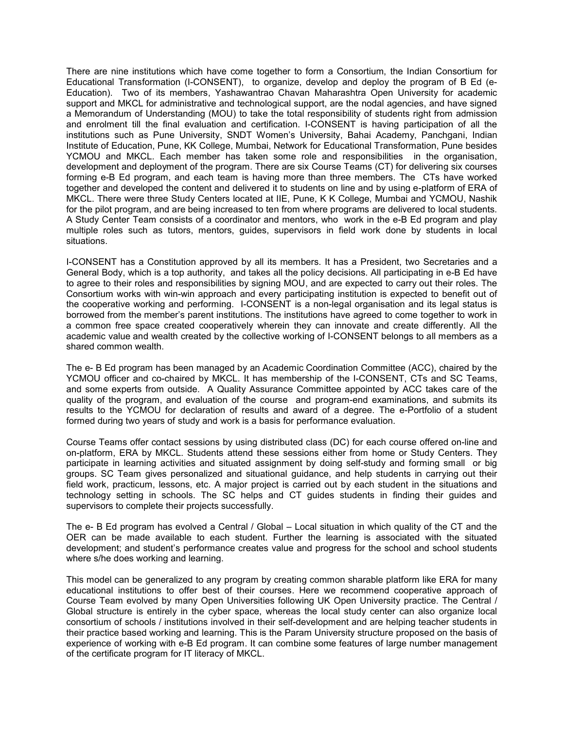There are nine institutions which have come together to form a Consortium, the Indian Consortium for Educational Transformation (I-CONSENT), to organize, develop and deploy the program of B Ed (e-Education). Two of its members, Yashawantrao Chavan Maharashtra Open University for academic support and MKCL for administrative and technological support, are the nodal agencies, and have signed a Memorandum of Understanding (MOU) to take the total responsibility of students right from admission and enrolment till the final evaluation and certification. I-CONSENT is having participation of all the institutions such as Pune University, SNDT Women's University, Bahai Academy, Panchgani, Indian Institute of Education, Pune, KK College, Mumbai, Network for Educational Transformation, Pune besides YCMOU and MKCL. Each member has taken some role and responsibilities in the organisation, development and deployment of the program. There are six Course Teams (CT) for delivering six courses forming e-B Ed program, and each team is having more than three members. The CTs have worked together and developed the content and delivered it to students on line and by using e-platform of ERA of MKCL. There were three Study Centers located at IIE, Pune, K K College, Mumbai and YCMOU, Nashik for the pilot program, and are being increased to ten from where programs are delivered to local students. A Study Center Team consists of a coordinator and mentors, who work in the e-B Ed program and play multiple roles such as tutors, mentors, guides, supervisors in field work done by students in local situations.

I-CONSENT has a Constitution approved by all its members. It has a President, two Secretaries and a General Body, which is a top authority, and takes all the policy decisions. All participating in e-B Ed have to agree to their roles and responsibilities by signing MOU, and are expected to carry out their roles. The Consortium works with win-win approach and every participating institution is expected to benefit out of the cooperative working and performing. I-CONSENT is a non-legal organisation and its legal status is borrowed from the member's parent institutions. The institutions have agreed to come together to work in a common free space created cooperatively wherein they can innovate and create differently. All the academic value and wealth created by the collective working of I-CONSENT belongs to all members as a shared common wealth.

The e- B Ed program has been managed by an Academic Coordination Committee (ACC), chaired by the YCMOU officer and co-chaired by MKCL. It has membership of the I-CONSENT, CTs and SC Teams, and some experts from outside. A Quality Assurance Committee appointed by ACC takes care of the quality of the program, and evaluation of the course and program-end examinations, and submits its results to the YCMOU for declaration of results and award of a degree. The e-Portfolio of a student formed during two years of study and work is a basis for performance evaluation.

Course Teams offer contact sessions by using distributed class (DC) for each course offered on-line and on-platform, ERA by MKCL. Students attend these sessions either from home or Study Centers. They participate in learning activities and situated assignment by doing self-study and forming small or big groups. SC Team gives personalized and situational guidance, and help students in carrying out their field work, practicum, lessons, etc. A major project is carried out by each student in the situations and technology setting in schools. The SC helps and CT guides students in finding their guides and supervisors to complete their projects successfully.

The e- B Ed program has evolved a Central / Global – Local situation in which quality of the CT and the OER can be made available to each student. Further the learning is associated with the situated development; and student's performance creates value and progress for the school and school students where s/he does working and learning.

This model can be generalized to any program by creating common sharable platform like ERA for many educational institutions to offer best of their courses. Here we recommend cooperative approach of Course Team evolved by many Open Universities following UK Open University practice. The Central / Global structure is entirely in the cyber space, whereas the local study center can also organize local consortium of schools / institutions involved in their self-development and are helping teacher students in their practice based working and learning. This is the Param University structure proposed on the basis of experience of working with e-B Ed program. It can combine some features of large number management of the certificate program for IT literacy of MKCL.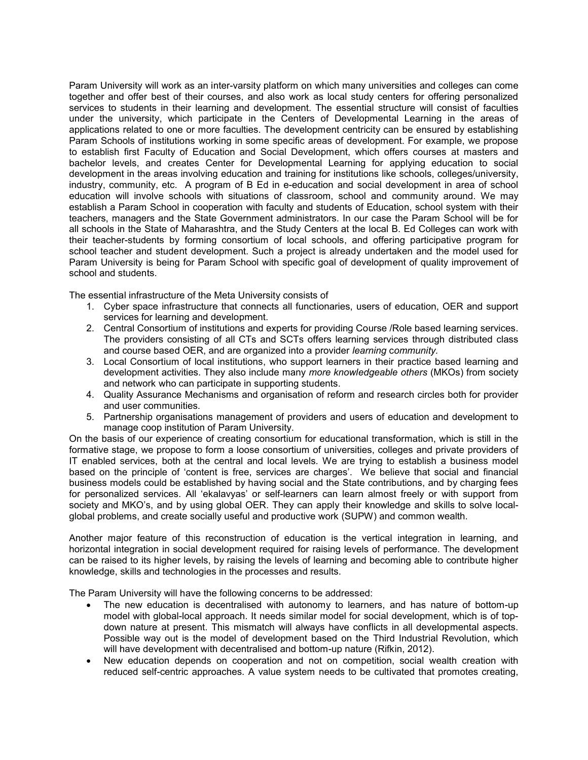Param University will work as an inter-varsity platform on which many universities and colleges can come together and offer best of their courses, and also work as local study centers for offering personalized services to students in their learning and development. The essential structure will consist of faculties under the university, which participate in the Centers of Developmental Learning in the areas of applications related to one or more faculties. The development centricity can be ensured by establishing Param Schools of institutions working in some specific areas of development. For example, we propose to establish first Faculty of Education and Social Development, which offers courses at masters and bachelor levels, and creates Center for Developmental Learning for applying education to social development in the areas involving education and training for institutions like schools, colleges/university, industry, community, etc. A program of B Ed in e-education and social development in area of school education will involve schools with situations of classroom, school and community around. We may establish a Param School in cooperation with faculty and students of Education, school system with their teachers, managers and the State Government administrators. In our case the Param School will be for all schools in the State of Maharashtra, and the Study Centers at the local B. Ed Colleges can work with their teacher-students by forming consortium of local schools, and offering participative program for school teacher and student development. Such a project is already undertaken and the model used for Param University is being for Param School with specific goal of development of quality improvement of school and students.

The essential infrastructure of the Meta University consists of

1. Cyber space infrastructure that connects all functionaries, users of education, OER and support services for learning and development.
2. Central Consortium of institutions and experts for providing Course /Role based learning services. The providers consisting of all CTs and SCTs offers learning services through distributed class and course based OER, and are organized into a provider *learning community.*
3. Local Consortium of local institutions, who support learners in their practice based learning and development activities. They also include many *more knowledgeable others* (MKOs) from society and network who can participate in supporting students.
4. Quality Assurance Mechanisms and organisation of reform and research circles both for provider and user communities.
5. Partnership organisations management of providers and users of education and development to manage coop institution of Param University.

On the basis of our experience of creating consortium for educational transformation, which is still in the formative stage, we propose to form a loose consortium of universities, colleges and private providers of IT enabled services, both at the central and local levels. We are trying to establish a business model based on the principle of 'content is free, services are charges'. We believe that social and financial business models could be established by having social and the State contributions, and by charging fees for personalized services. All 'ekalavyas' or self-learners can learn almost freely or with support from society and MKO's, and by using global OER. They can apply their knowledge and skills to solve local-global problems, and create socially useful and productive work (SUPW) and common wealth.

Another major feature of this reconstruction of education is the vertical integration in learning, and horizontal integration in social development required for raising levels of performance. The development can be raised to its higher levels, by raising the levels of learning and becoming able to contribute higher knowledge, skills and technologies in the processes and results.

The Param University will have the following concerns to be addressed:

- The new education is decentralised with autonomy to learners, and has nature of bottom-up model with global-local approach. It needs similar model for social development, which is of top-down nature at present. This mismatch will always have conflicts in all developmental aspects. Possible way out is the model of development based on the Third Industrial Revolution, which will have development with decentralised and bottom-up nature (Rifkin, 2012).
- New education depends on cooperation and not on competition, social wealth creation with reduced self-centric approaches. A value system needs to be cultivated that promotes creating,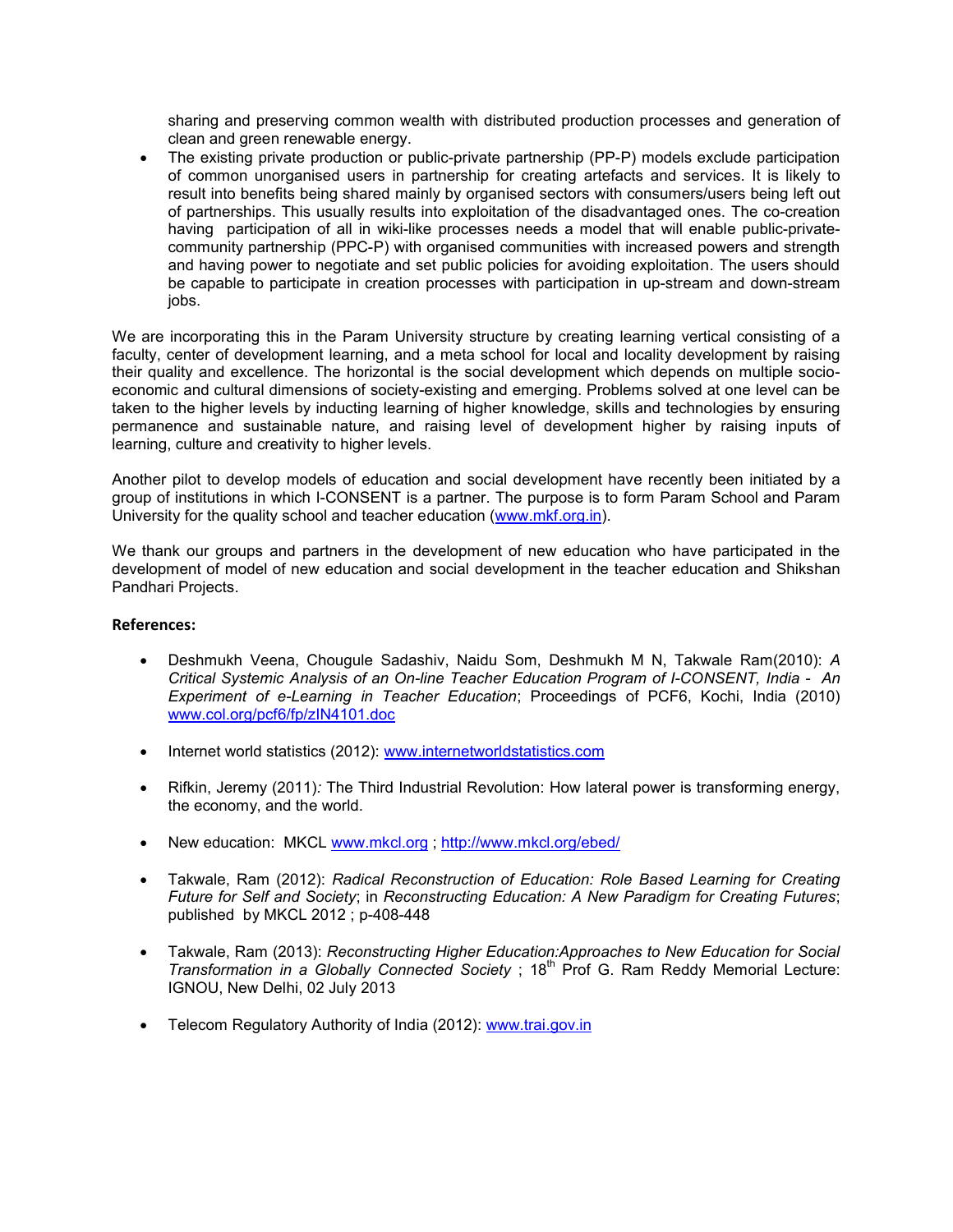sharing and preserving common wealth with distributed production processes and generation of clean and green renewable energy.

- The existing private production or public-private partnership (PP-P) models exclude participation of common unorganised users in partnership for creating artefacts and services. It is likely to result into benefits being shared mainly by organised sectors with consumers/users being left out of partnerships. This usually results into exploitation of the disadvantaged ones. The co-creation having participation of all in wiki-like processes needs a model that will enable public-private-community partnership (PPC-P) with organised communities with increased powers and strength and having power to negotiate and set public policies for avoiding exploitation. The users should be capable to participate in creation processes with participation in up-stream and down-stream jobs.

We are incorporating this in the Param University structure by creating learning vertical consisting of a faculty, center of development learning, and a meta school for local and locality development by raising their quality and excellence. The horizontal is the social development which depends on multiple socio-economic and cultural dimensions of society-existing and emerging. Problems solved at one level can be taken to the higher levels by inducting learning of higher knowledge, skills and technologies by ensuring permanence and sustainable nature, and raising level of development higher by raising inputs of learning, culture and creativity to higher levels.

Another pilot to develop models of education and social development have recently been initiated by a group of institutions in which I-CONSENT is a partner. The purpose is to form Param School and Param University for the quality school and teacher education (www.mkf.org.in).

We thank our groups and partners in the development of new education who have participated in the development of model of new education and social development in the teacher education and Shikshan Pandhari Projects.

**References:**

- Deshmukh Veena, Chougule Sadashiv, Naidu Som, Deshmukh M N, Takwale Ram(2010): *A Critical Systemic Analysis of an On-line Teacher Education Program of I-CONSENT, India - An Experiment of e-Learning in Teacher Education*; Proceedings of PCF6, Kochi, India (2010) www.col.org/pcf6/fp/zIN4101.doc

- Internet world statistics (2012): www.internetworldstatistics.com

- Rifkin, Jeremy (2011): The Third Industrial Revolution: How lateral power is transforming energy, the economy, and the world.

- New education: MKCL www.mkcl.org ; http://www.mkcl.org/ebed/

- Takwale, Ram (2012): *Radical Reconstruction of Education: Role Based Learning for Creating Future for Self and Society*; in *Reconstructing Education: A New Paradigm for Creating Futures*; published by MKCL 2012 ; p-408-448

- Takwale, Ram (2013): *Reconstructing Higher Education:Approaches to New Education for Social Transformation in a Globally Connected Society* ; 18th Prof G. Ram Reddy Memorial Lecture: IGNOU, New Delhi, 02 July 2013

- Telecom Regulatory Authority of India (2012): www.trai.gov.in